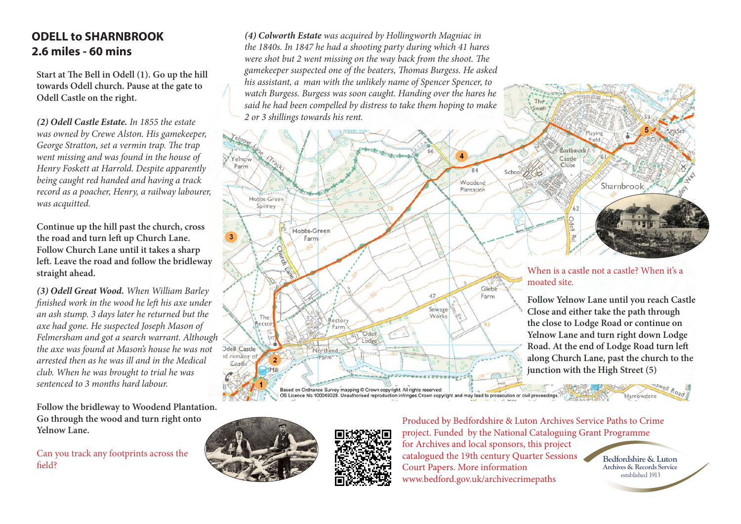## ODELL to SHARNBROOK
## 2.6 miles - 60 mins

**Start at The Bell in Odell (1). Go up the hill towards Odell church. Pause at the gate to Odell Castle on the right.**

***(2) Odell Castle Estate.*** *In 1855 the estate was owned by Crewe Alston. His gamekeeper, George Stratton, set a vermin trap. The trap went missing and was found in the house of Henry Foskett at Harrold. Despite apparently being caught red handed and having a track record as a poacher, Henry, a railway labourer, was acquitted.*

**Continue up the hill past the church, cross the road and turn left up Church Lane. Follow Church Lane until it takes a sharp left. Leave the road and follow the bridleway straight ahead.**

***(3) Odell Great Wood.*** *When William Barley finished work in the wood he left his axe under an ash stump. 3 days later he returned but the axe had gone. He suspected Joseph Mason of Felmersham and got a search warrant. Although the axe was found at Mason's house he was not arrested then as he was ill and in the Medical club. When he was brought to trial he was sentenced to 3 months hard labour.*

**Follow the bridleway to Woodend Plantation. Go through the wood and turn right onto Yelnow Lane.**

Can you track any footprints across the field?

***(4) Colworth Estate*** *was acquired by Hollingworth Magniac in the 1840s. In 1847 he had a shooting party during which 41 hares were shot but 2 went missing on the way back from the shoot. The gamekeeper suspected one of the beaters, Thomas Burgess. He asked his assistant, a man with the unlikely name of Spencer Spencer, to watch Burgess. Burgess was soon caught. Handing over the hares he said he had been compelled by distress to take them hoping to make 2 or 3 shillings towards his rent.*

Based on Ordnance Survey mapping © Crown copyright. All rights reserved: OS Licence No.100049028. Unauthorised reproduction infringes Crown copyright and may lead to prosecution or civil proceedings.

When is a castle not a castle? When it's a moated site.

**Follow Yelnow Lane until you reach Castle Close and either take the path through the close to Lodge Road or continue on Yelnow Lane and turn right down Lodge Road. At the end of Lodge Road turn left along Church Lane, past the church to the junction with the High Street (5)**

Produced by Bedfordshire & Luton Archives Service Paths to Crime project. Funded by the National Cataloguing Grant Programme for Archives and local sponsors, this project catalogued the 19th century Quarter Sessions Court Papers. More information www.bedford.gov.uk/archivecrimepaths

Bedfordshire & Luton Archives & Records Service established 1913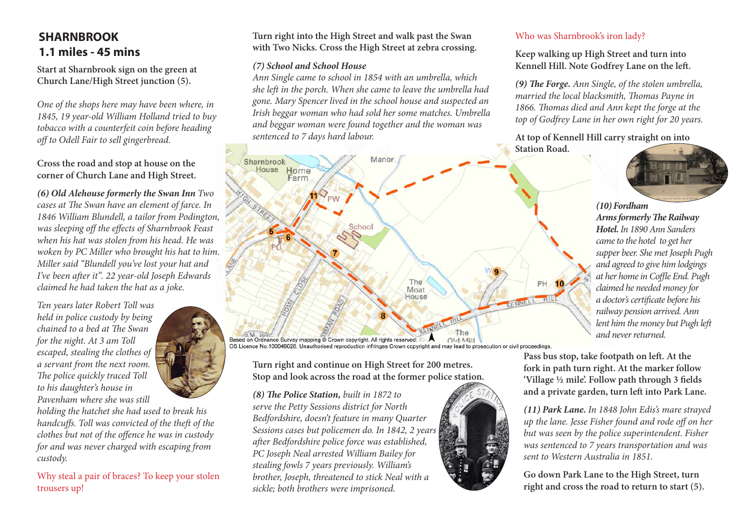## SHARNBROOK
## 1.1 miles - 45 mins

**Start at Sharnbrook sign on the green at Church Lane/High Street junction (5).**

*One of the shops here may have been where, in 1845, 19 year-old William Holland tried to buy tobacco with a counterfeit coin before heading off to Odell Fair to sell gingerbread.*

**Cross the road and stop at house on the corner of Church Lane and High Street.**

***(6) Old Alehouse formerly the Swan Inn*** *Two cases at The Swan have an element of farce. In 1846 William Blundell, a tailor from Podington, was sleeping off the effects of Sharnbrook Feast when his hat was stolen from his head. He was woken by PC Miller who brought his hat to him. Miller said "Blundell you've lost your hat and I've been after it". 22 year-old Joseph Edwards claimed he had taken the hat as a joke.*

*Ten years later Robert Toll was held in police custody by being chained to a bed at The Swan for the night. At 3 am Toll escaped, stealing the clothes of a servant from the next room. The police quickly traced Toll to his daughter's house in Pavenham where she was still holding the hatchet she had used to break his handcuffs. Toll was convicted of the theft of the clothes but not of the offence he was in custody for and was never charged with escaping from custody.*

Why steal a pair of braces? To keep your stolen trousers up!

**Turn right into the High Street and walk past the Swan with Two Nicks. Cross the High Street at zebra crossing.**

***(7) School and School House***
*Ann Single came to school in 1854 with an umbrella, which she left in the porch. When she came to leave the umbrella had gone. Mary Spencer lived in the school house and suspected an Irish beggar woman who had sold her some matches. Umbrella and beggar woman were found together and the woman was sentenced to 7 days hard labour.*

Sharnbrook House
Home Farm
Manor
PW
School
The Moat House
The Old Mill
PO
PH
HIGH STREET
KENNELL HILL
HOME CLOSE
LANE
5 6 7 8 9 10 11

Based on Ordnance Survey mapping © Crown copyright. All rights reserved:
OS Licence No.100049026. Unauthorised reproduction infringes Crown copyright and may lead to prosecution or civil proceedings.

**Turn right and continue on High Street for 200 metres. Stop and look across the road at the former police station.**

***(8) The Police Station,*** *built in 1872 to serve the Petty Sessions district for North Bedfordshire, doesn't feature in many Quarter Sessions cases but policemen do. In 1842, 2 years after Bedfordshire police force was established, PC Joseph Neal arrested William Bailey for stealing fowls 7 years previously. William's brother, Joseph, threatened to stick Neal with a sickle; both brothers were imprisoned.*

Who was Sharnbrook's iron lady?

**Keep walking up High Street and turn into Kennell Hill. Note Godfrey Lane on the left.**

***(9) The Forge.*** *Ann Single, of the stolen umbrella, married the local blacksmith, Thomas Payne in 1866. Thomas died and Ann kept the forge at the top of Godfrey Lane in her own right for 20 years.*

**At top of Kennell Hill carry straight on into Station Road.**

***(10) Fordham Arms formerly The Railway Hotel.*** *In 1890 Ann Sanders came to the hotel to get her supper beer. She met Joseph Pugh and agreed to give him lodgings at her home in Coffle End. Pugh claimed he needed money for a doctor's certificate before his railway pension arrived. Ann lent him the money but Pugh left and never returned.*

**Pass bus stop, take footpath on left. At the fork in path turn right. At the marker follow 'Village ½ mile'. Follow path through 3 fields and a private garden, turn left into Park Lane.**

***(11) Park Lane.*** *In 1848 John Edis's mare strayed up the lane. Jesse Fisher found and rode off on her but was seen by the police superintendent. Fisher was sentenced to 7 years transportation and was sent to Western Australia in 1851.*

**Go down Park Lane to the High Street, turn right and cross the road to return to start (5).**